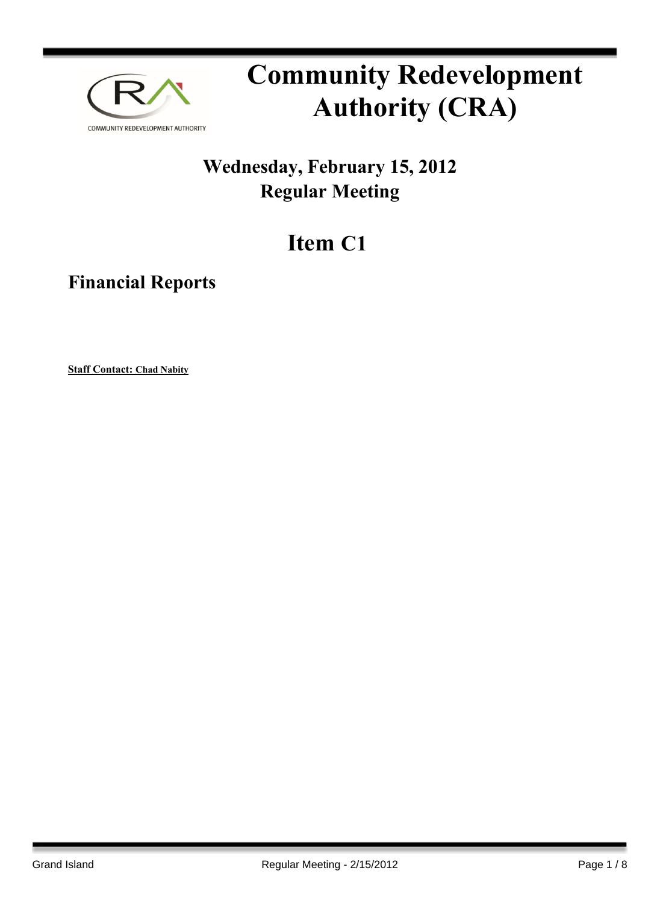# Community Redevelopment Authority (CRA)

## Wednesday, February 15, 2012
## Regular Meeting

# Item C1

## Financial Reports

**Staff Contact: Chad Nabity**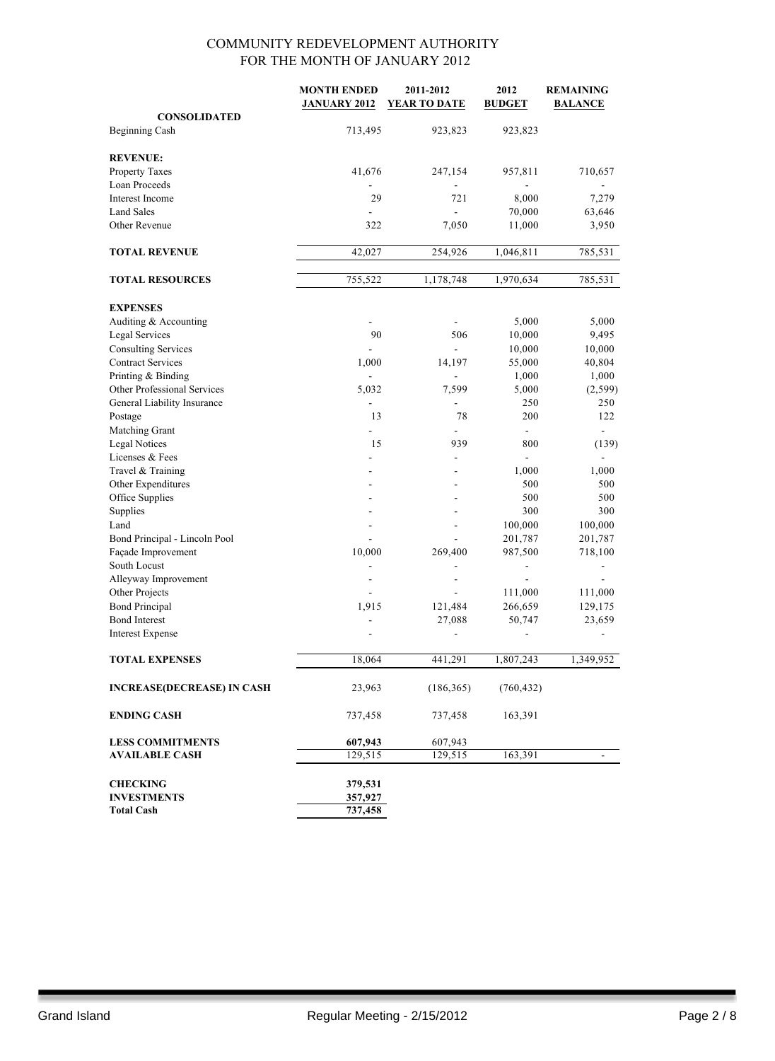COMMUNITY REDEVELOPMENT AUTHORITY
FOR THE MONTH OF JANUARY 2012

| | MONTH ENDED JANUARY 2012 | 2011-2012 YEAR TO DATE | 2012 BUDGET | REMAINING BALANCE |
|---|---|---|---|---|
| **CONSOLIDATED** | | | | |
| Beginning Cash | 713,495 | 923,823 | 923,823 | |
| | | | | |
| **REVENUE:** | | | | |
| Property Taxes | 41,676 | 247,154 | 957,811 | 710,657 |
| Loan Proceeds | - | - | - | - |
| Interest Income | 29 | 721 | 8,000 | 7,279 |
| Land Sales | - | - | 70,000 | 63,646 |
| Other Revenue | 322 | 7,050 | 11,000 | 3,950 |
| | | | | |
| **TOTAL REVENUE** | 42,027 | 254,926 | 1,046,811 | 785,531 |
| | | | | |
| **TOTAL RESOURCES** | 755,522 | 1,178,748 | 1,970,634 | 785,531 |
| | | | | |
| **EXPENSES** | | | | |
| Auditing & Accounting | - | - | 5,000 | 5,000 |
| Legal Services | 90 | 506 | 10,000 | 9,495 |
| Consulting Services | - | - | 10,000 | 10,000 |
| Contract Services | 1,000 | 14,197 | 55,000 | 40,804 |
| Printing & Binding | - | - | 1,000 | 1,000 |
| Other Professional Services | 5,032 | 7,599 | 5,000 | (2,599) |
| General Liability Insurance | - | - | 250 | 250 |
| Postage | 13 | 78 | 200 | 122 |
| Matching Grant | - | - | - | - |
| Legal Notices | 15 | 939 | 800 | (139) |
| Licenses & Fees | - | - | - | - |
| Travel & Training | - | - | 1,000 | 1,000 |
| Other Expenditures | - | - | 500 | 500 |
| Office Supplies | - | - | 500 | 500 |
| Supplies | - | - | 300 | 300 |
| Land | - | - | 100,000 | 100,000 |
| Bond Principal - Lincoln Pool | - | - | 201,787 | 201,787 |
| Façade Improvement | 10,000 | 269,400 | 987,500 | 718,100 |
| South Locust | - | - | - | - |
| Alleyway Improvement | - | - | - | - |
| Other Projects | - | - | 111,000 | 111,000 |
| Bond Principal | 1,915 | 121,484 | 266,659 | 129,175 |
| Bond Interest | - | 27,088 | 50,747 | 23,659 |
| Interest Expense | - | - | - | - |
| | | | | |
| **TOTAL EXPENSES** | 18,064 | 441,291 | 1,807,243 | 1,349,952 |
| | | | | |
| **INCREASE(DECREASE) IN CASH** | 23,963 | (186,365) | (760,432) | |
| | | | | |
| **ENDING CASH** | 737,458 | 737,458 | 163,391 | |
| | | | | |
| **LESS COMMITMENTS** | **607,943** | 607,943 | | |
| **AVAILABLE CASH** | 129,515 | 129,515 | 163,391 | - |
| | | | | |
| **CHECKING** | **379,531** | | | |
| **INVESTMENTS** | **357,927** | | | |
| **Total Cash** | **737,458** | | | |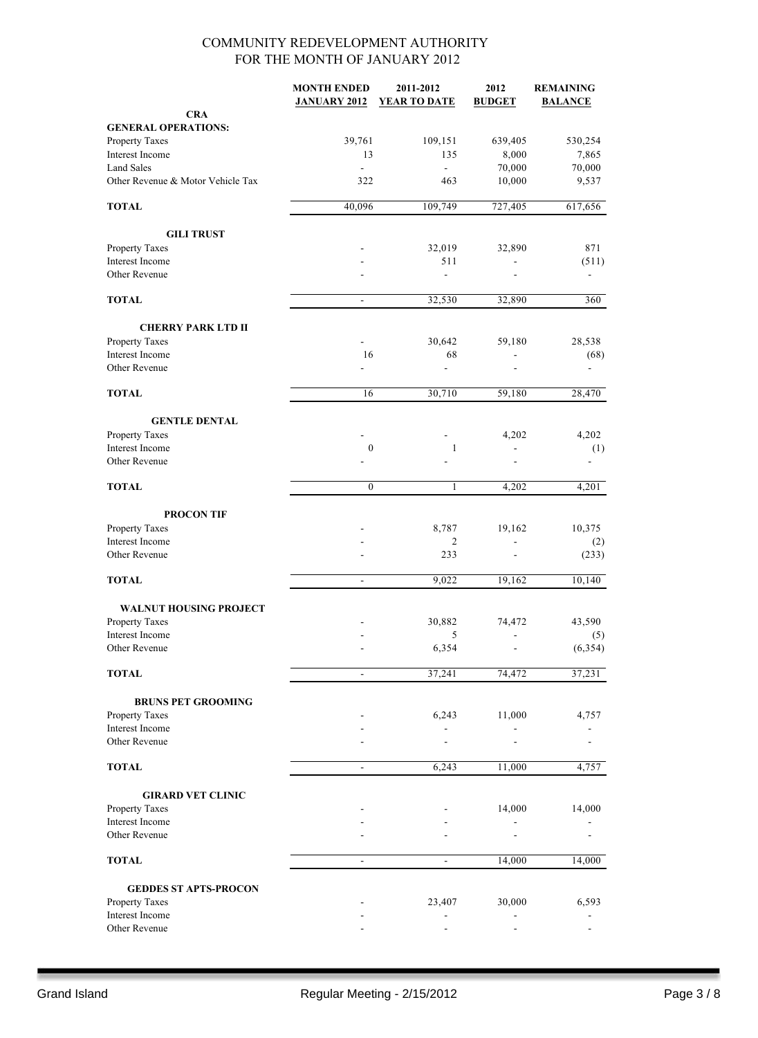COMMUNITY REDEVELOPMENT AUTHORITY
FOR THE MONTH OF JANUARY 2012

| | MONTH ENDED JANUARY 2012 | 2011-2012 YEAR TO DATE | 2012 BUDGET | REMAINING BALANCE |
|---|---|---|---|---|
| **CRA** | | | | |
| **GENERAL OPERATIONS:** | | | | |
| Property Taxes | 39,761 | 109,151 | 639,405 | 530,254 |
| Interest Income | 13 | 135 | 8,000 | 7,865 |
| Land Sales | - | - | 70,000 | 70,000 |
| Other Revenue & Motor Vehicle Tax | 322 | 463 | 10,000 | 9,537 |
| **TOTAL** | 40,096 | 109,749 | 727,405 | 617,656 |
| **GILI TRUST** | | | | |
| Property Taxes | - | 32,019 | 32,890 | 871 |
| Interest Income | - | 511 | - | (511) |
| Other Revenue | - | - | - | - |
| **TOTAL** | - | 32,530 | 32,890 | 360 |
| **CHERRY PARK LTD II** | | | | |
| Property Taxes | - | 30,642 | 59,180 | 28,538 |
| Interest Income | 16 | 68 | - | (68) |
| Other Revenue | - | - | - | - |
| **TOTAL** | 16 | 30,710 | 59,180 | 28,470 |
| **GENTLE DENTAL** | | | | |
| Property Taxes | - | - | 4,202 | 4,202 |
| Interest Income | 0 | 1 | - | (1) |
| Other Revenue | - | - | - | - |
| **TOTAL** | 0 | 1 | 4,202 | 4,201 |
| **PROCON TIF** | | | | |
| Property Taxes | - | 8,787 | 19,162 | 10,375 |
| Interest Income | - | 2 | - | (2) |
| Other Revenue | - | 233 | - | (233) |
| **TOTAL** | - | 9,022 | 19,162 | 10,140 |
| **WALNUT HOUSING PROJECT** | | | | |
| Property Taxes | - | 30,882 | 74,472 | 43,590 |
| Interest Income | - | 5 | - | (5) |
| Other Revenue | - | 6,354 | - | (6,354) |
| **TOTAL** | - | 37,241 | 74,472 | 37,231 |
| **BRUNS PET GROOMING** | | | | |
| Property Taxes | - | 6,243 | 11,000 | 4,757 |
| Interest Income | - | - | - | - |
| Other Revenue | - | - | - | - |
| **TOTAL** | - | 6,243 | 11,000 | 4,757 |
| **GIRARD VET CLINIC** | | | | |
| Property Taxes | - | - | 14,000 | 14,000 |
| Interest Income | - | - | - | - |
| Other Revenue | - | - | - | - |
| **TOTAL** | - | - | 14,000 | 14,000 |
| **GEDDES ST APTS-PROCON** | | | | |
| Property Taxes | - | 23,407 | 30,000 | 6,593 |
| Interest Income | - | - | - | - |
| Other Revenue | - | - | - | - |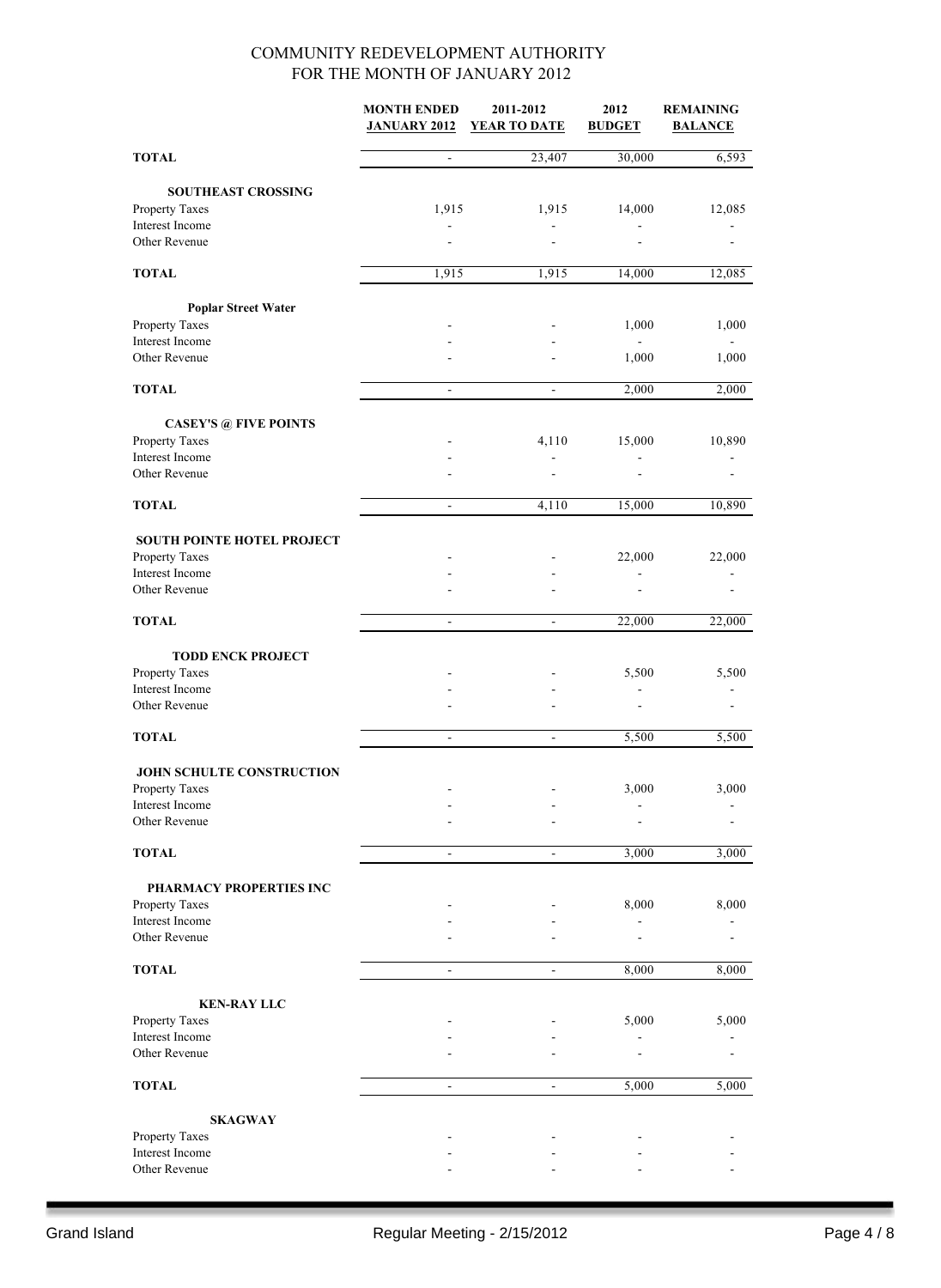COMMUNITY REDEVELOPMENT AUTHORITY
FOR THE MONTH OF JANUARY 2012

| | MONTH ENDED JANUARY 2012 | 2011-2012 YEAR TO DATE | 2012 BUDGET | REMAINING BALANCE |
|---|---|---|---|---|
| **TOTAL** | - | 23,407 | 30,000 | 6,593 |
| **SOUTHEAST CROSSING** | | | | |
| Property Taxes | 1,915 | 1,915 | 14,000 | 12,085 |
| Interest Income | - | - | - | - |
| Other Revenue | - | - | - | - |
| **TOTAL** | 1,915 | 1,915 | 14,000 | 12,085 |
| **Poplar Street Water** | | | | |
| Property Taxes | - | - | 1,000 | 1,000 |
| Interest Income | - | - | - | - |
| Other Revenue | - | - | 1,000 | 1,000 |
| **TOTAL** | - | - | 2,000 | 2,000 |
| **CASEY'S @ FIVE POINTS** | | | | |
| Property Taxes | - | 4,110 | 15,000 | 10,890 |
| Interest Income | - | - | - | - |
| Other Revenue | - | - | - | - |
| **TOTAL** | - | 4,110 | 15,000 | 10,890 |
| **SOUTH POINTE HOTEL PROJECT** | | | | |
| Property Taxes | - | - | 22,000 | 22,000 |
| Interest Income | - | - | - | - |
| Other Revenue | - | - | - | - |
| **TOTAL** | - | - | 22,000 | 22,000 |
| **TODD ENCK PROJECT** | | | | |
| Property Taxes | - | - | 5,500 | 5,500 |
| Interest Income | - | - | - | - |
| Other Revenue | - | - | - | - |
| **TOTAL** | - | - | 5,500 | 5,500 |
| **JOHN SCHULTE CONSTRUCTION** | | | | |
| Property Taxes | - | - | 3,000 | 3,000 |
| Interest Income | - | - | - | - |
| Other Revenue | - | - | - | - |
| **TOTAL** | - | - | 3,000 | 3,000 |
| **PHARMACY PROPERTIES INC** | | | | |
| Property Taxes | - | - | 8,000 | 8,000 |
| Interest Income | - | - | - | - |
| Other Revenue | - | - | - | - |
| **TOTAL** | - | - | 8,000 | 8,000 |
| **KEN-RAY LLC** | | | | |
| Property Taxes | - | - | 5,000 | 5,000 |
| Interest Income | - | - | - | - |
| Other Revenue | - | - | - | - |
| **TOTAL** | - | - | 5,000 | 5,000 |
| **SKAGWAY** | | | | |
| Property Taxes | - | - | - | - |
| Interest Income | - | - | - | - |
| Other Revenue | - | - | - | - |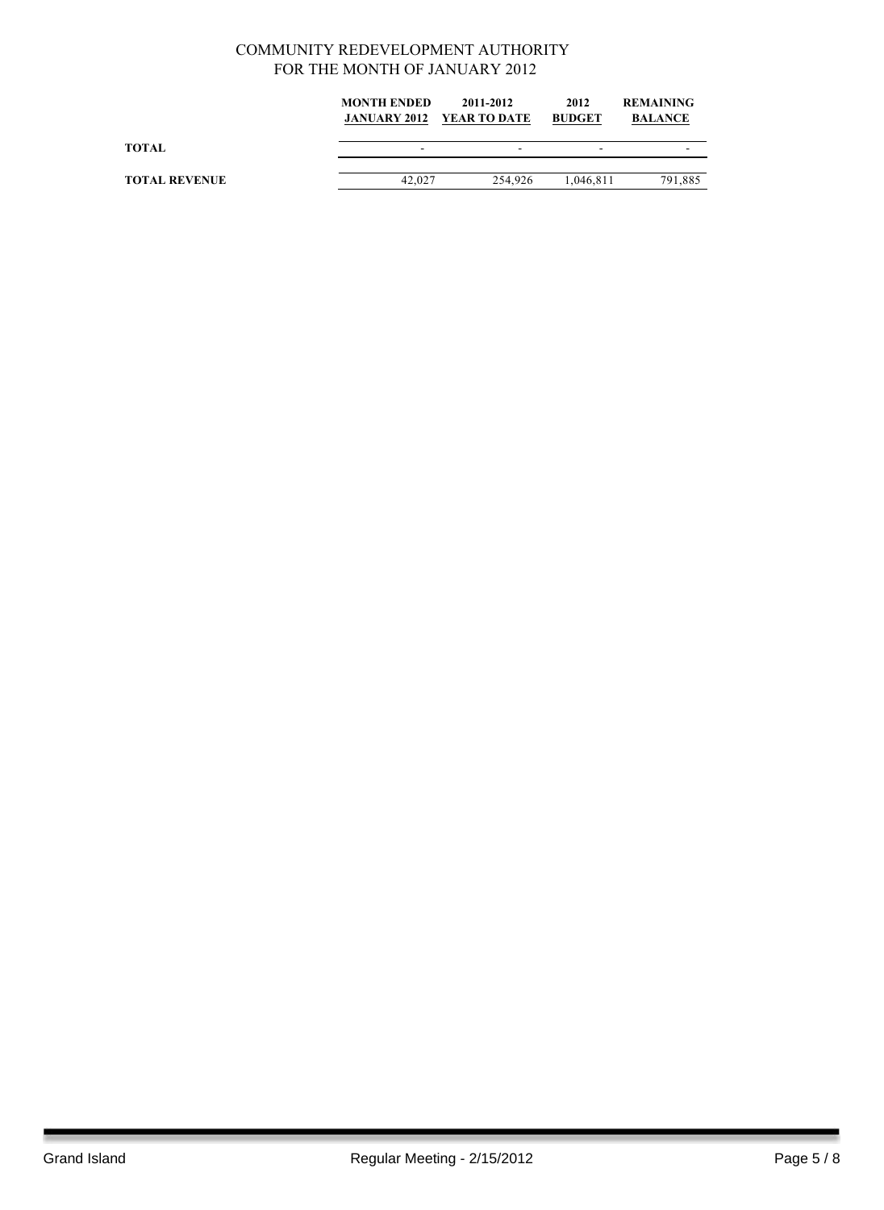COMMUNITY REDEVELOPMENT AUTHORITY
FOR THE MONTH OF JANUARY 2012

| | MONTH ENDED JANUARY 2012 | 2011-2012 YEAR TO DATE | 2012 BUDGET | REMAINING BALANCE |
|---|---|---|---|---|
| **TOTAL** | - | - | - | - |
| **TOTAL REVENUE** | 42,027 | 254,926 | 1,046,811 | 791,885 |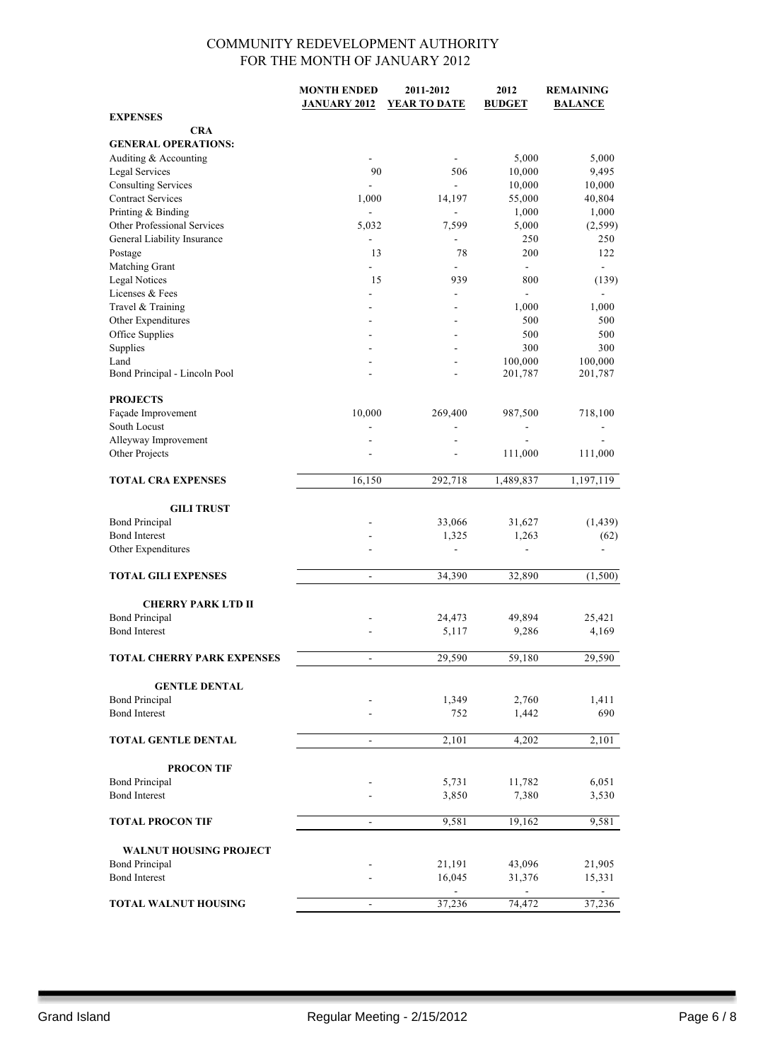# COMMUNITY REDEVELOPMENT AUTHORITY
## FOR THE MONTH OF JANUARY 2012

| | MONTH ENDED JANUARY 2012 | 2011-2012 YEAR TO DATE | 2012 BUDGET | REMAINING BALANCE |
|---|---|---|---|---|
| **EXPENSES** | | | | |
| **CRA** | | | | |
| **GENERAL OPERATIONS:** | | | | |
| Auditing & Accounting | - | - | 5,000 | 5,000 |
| Legal Services | 90 | 506 | 10,000 | 9,495 |
| Consulting Services | - | - | 10,000 | 10,000 |
| Contract Services | 1,000 | 14,197 | 55,000 | 40,804 |
| Printing & Binding | - | - | 1,000 | 1,000 |
| Other Professional Services | 5,032 | 7,599 | 5,000 | (2,599) |
| General Liability Insurance | - | - | 250 | 250 |
| Postage | 13 | 78 | 200 | 122 |
| Matching Grant | - | - | - | - |
| Legal Notices | 15 | 939 | 800 | (139) |
| Licenses & Fees | - | - | - | - |
| Travel & Training | - | - | 1,000 | 1,000 |
| Other Expenditures | - | - | 500 | 500 |
| Office Supplies | - | - | 500 | 500 |
| Supplies | - | - | 300 | 300 |
| Land | - | - | 100,000 | 100,000 |
| Bond Principal - Lincoln Pool | - | - | 201,787 | 201,787 |
| **PROJECTS** | | | | |
| Façade Improvement | 10,000 | 269,400 | 987,500 | 718,100 |
| South Locust | - | - | - | - |
| Alleyway Improvement | - | - | - | - |
| Other Projects | - | - | 111,000 | 111,000 |
| **TOTAL CRA EXPENSES** | 16,150 | 292,718 | 1,489,837 | 1,197,119 |
| **GILI TRUST** | | | | |
| Bond Principal | - | 33,066 | 31,627 | (1,439) |
| Bond Interest | - | 1,325 | 1,263 | (62) |
| Other Expenditures | - | - | - | - |
| **TOTAL GILI EXPENSES** | - | 34,390 | 32,890 | (1,500) |
| **CHERRY PARK LTD II** | | | | |
| Bond Principal | - | 24,473 | 49,894 | 25,421 |
| Bond Interest | - | 5,117 | 9,286 | 4,169 |
| **TOTAL CHERRY PARK EXPENSES** | - | 29,590 | 59,180 | 29,590 |
| **GENTLE DENTAL** | | | | |
| Bond Principal | - | 1,349 | 2,760 | 1,411 |
| Bond Interest | - | 752 | 1,442 | 690 |
| **TOTAL GENTLE DENTAL** | - | 2,101 | 4,202 | 2,101 |
| **PROCON TIF** | | | | |
| Bond Principal | - | 5,731 | 11,782 | 6,051 |
| Bond Interest | - | 3,850 | 7,380 | 3,530 |
| **TOTAL PROCON TIF** | - | 9,581 | 19,162 | 9,581 |
| **WALNUT HOUSING PROJECT** | | | | |
| Bond Principal | - | 21,191 | 43,096 | 21,905 |
| Bond Interest | - | 16,045 | 31,376 | 15,331 |
| | | - | - | - |
| **TOTAL WALNUT HOUSING** | - | 37,236 | 74,472 | 37,236 |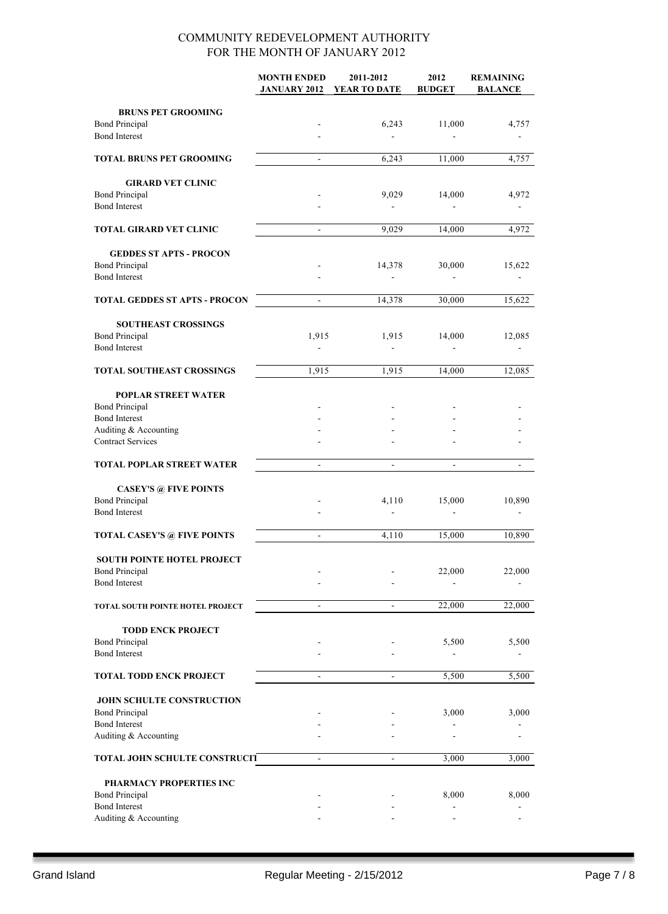COMMUNITY REDEVELOPMENT AUTHORITY
FOR THE MONTH OF JANUARY 2012

| | MONTH ENDED JANUARY 2012 | 2011-2012 YEAR TO DATE | 2012 BUDGET | REMAINING BALANCE |
|---|---|---|---|---|
| **BRUNS PET GROOMING** | | | | |
| Bond Principal | - | 6,243 | 11,000 | 4,757 |
| Bond Interest | - | - | - | - |
| **TOTAL BRUNS PET GROOMING** | - | 6,243 | 11,000 | 4,757 |
| **GIRARD VET CLINIC** | | | | |
| Bond Principal | - | 9,029 | 14,000 | 4,972 |
| Bond Interest | - | - | - | - |
| **TOTAL GIRARD VET CLINIC** | - | 9,029 | 14,000 | 4,972 |
| **GEDDES ST APTS - PROCON** | | | | |
| Bond Principal | - | 14,378 | 30,000 | 15,622 |
| Bond Interest | - | - | - | - |
| **TOTAL GEDDES ST APTS - PROCON** | - | 14,378 | 30,000 | 15,622 |
| **SOUTHEAST CROSSINGS** | | | | |
| Bond Principal | 1,915 | 1,915 | 14,000 | 12,085 |
| Bond Interest | - | - | - | - |
| **TOTAL SOUTHEAST CROSSINGS** | 1,915 | 1,915 | 14,000 | 12,085 |
| **POPLAR STREET WATER** | | | | |
| Bond Principal | - | - | - | - |
| Bond Interest | - | - | - | - |
| Auditing & Accounting | - | - | - | - |
| Contract Services | - | - | - | - |
| **TOTAL POPLAR STREET WATER** | - | - | - | - |
| **CASEY'S @ FIVE POINTS** | | | | |
| Bond Principal | - | 4,110 | 15,000 | 10,890 |
| Bond Interest | - | - | - | - |
| **TOTAL CASEY'S @ FIVE POINTS** | - | 4,110 | 15,000 | 10,890 |
| **SOUTH POINTE HOTEL PROJECT** | | | | |
| Bond Principal | - | - | 22,000 | 22,000 |
| Bond Interest | - | - | - | - |
| **TOTAL SOUTH POINTE HOTEL PROJECT** | - | - | 22,000 | 22,000 |
| **TODD ENCK PROJECT** | | | | |
| Bond Principal | - | - | 5,500 | 5,500 |
| Bond Interest | - | - | - | - |
| **TOTAL TODD ENCK PROJECT** | - | - | 5,500 | 5,500 |
| **JOHN SCHULTE CONSTRUCTION** | | | | |
| Bond Principal | - | - | 3,000 | 3,000 |
| Bond Interest | - | - | - | - |
| Auditing & Accounting | - | - | - | - |
| **TOTAL JOHN SCHULTE CONSTRUCTI** | - | - | 3,000 | 3,000 |
| **PHARMACY PROPERTIES INC** | | | | |
| Bond Principal | - | - | 8,000 | 8,000 |
| Bond Interest | - | - | - | - |
| Auditing & Accounting | - | - | - | - |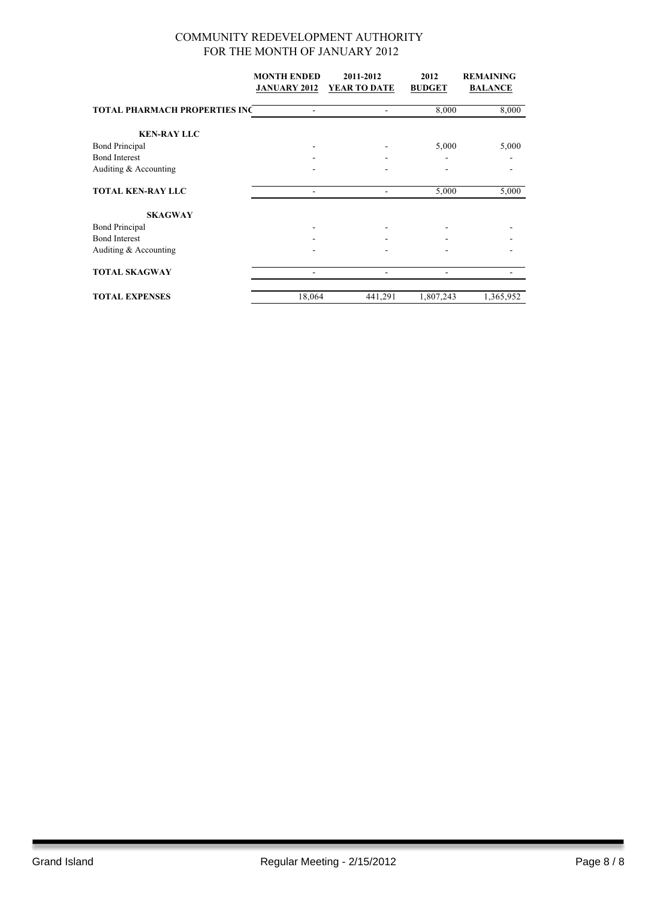COMMUNITY REDEVELOPMENT AUTHORITY
FOR THE MONTH OF JANUARY 2012

| | MONTH ENDED JANUARY 2012 | 2011-2012 YEAR TO DATE | 2012 BUDGET | REMAINING BALANCE |
|---|---|---|---|---|
| **TOTAL PHARMACH PROPERTIES INC** | - | - | 8,000 | 8,000 |
| **KEN-RAY LLC** | | | | |
| Bond Principal | - | - | 5,000 | 5,000 |
| Bond Interest | - | - | - | - |
| Auditing & Accounting | - | - | - | - |
| **TOTAL KEN-RAY LLC** | - | - | 5,000 | 5,000 |
| **SKAGWAY** | | | | |
| Bond Principal | - | - | - | - |
| Bond Interest | - | - | - | - |
| Auditing & Accounting | - | - | - | - |
| **TOTAL SKAGWAY** | - | - | - | - |
| **TOTAL EXPENSES** | 18,064 | 441,291 | 1,807,243 | 1,365,952 |